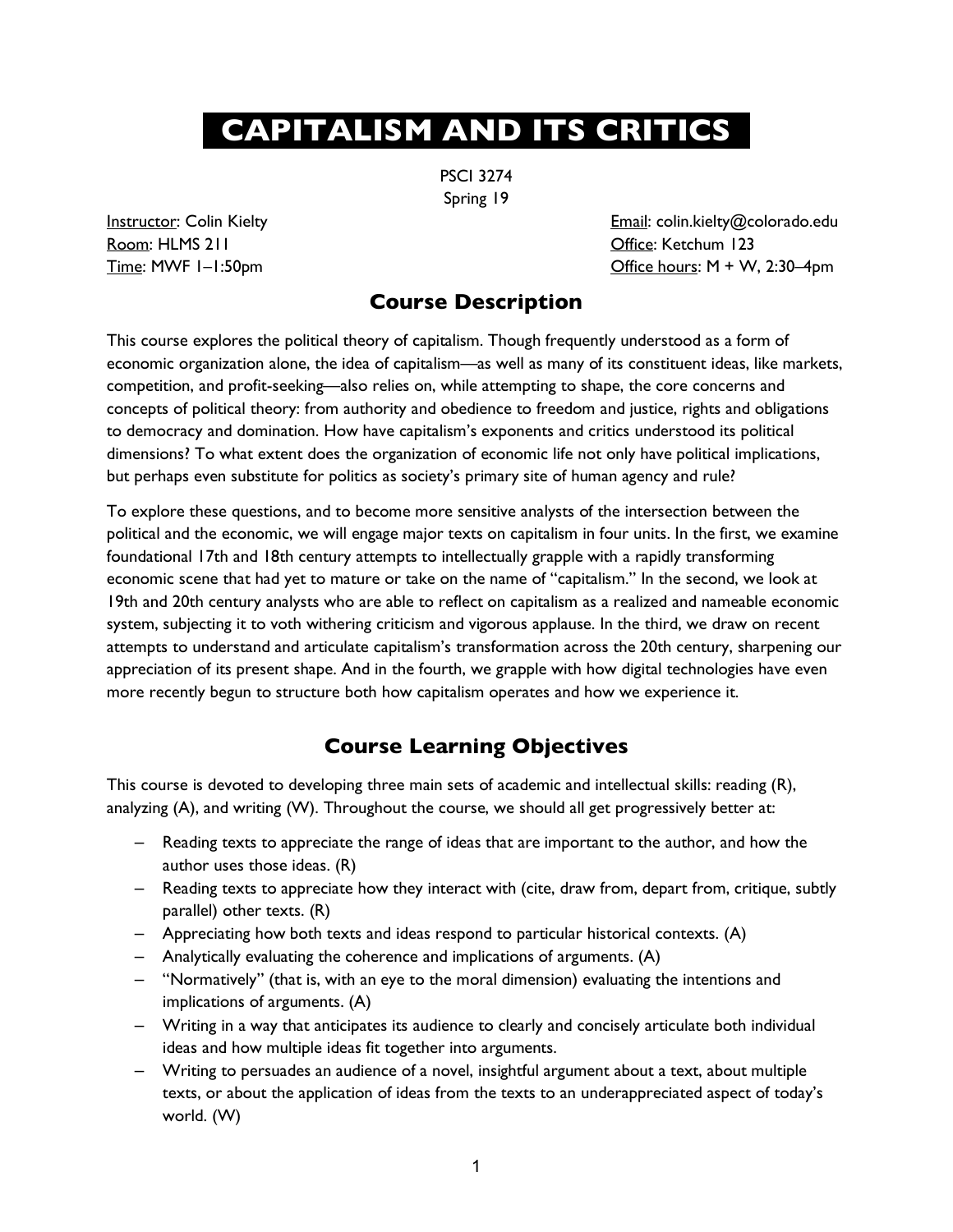# CAPITALISM AND ITS CRITICS

PSCI 3274
Spring 19

Instructor: Colin Kielty
Room: HLMS 211
Time: MWF 1–1:50pm

Email: colin.kielty@colorado.edu
Office: Ketchum 123
Office hours: M + W, 2:30–4pm

## Course Description

This course explores the political theory of capitalism. Though frequently understood as a form of economic organization alone, the idea of capitalism—as well as many of its constituent ideas, like markets, competition, and profit-seeking—also relies on, while attempting to shape, the core concerns and concepts of political theory: from authority and obedience to freedom and justice, rights and obligations to democracy and domination. How have capitalism's exponents and critics understood its political dimensions? To what extent does the organization of economic life not only have political implications, but perhaps even substitute for politics as society's primary site of human agency and rule?

To explore these questions, and to become more sensitive analysts of the intersection between the political and the economic, we will engage major texts on capitalism in four units. In the first, we examine foundational 17th and 18th century attempts to intellectually grapple with a rapidly transforming economic scene that had yet to mature or take on the name of "capitalism." In the second, we look at 19th and 20th century analysts who are able to reflect on capitalism as a realized and nameable economic system, subjecting it to voth withering criticism and vigorous applause. In the third, we draw on recent attempts to understand and articulate capitalism's transformation across the 20th century, sharpening our appreciation of its present shape. And in the fourth, we grapple with how digital technologies have even more recently begun to structure both how capitalism operates and how we experience it.

## Course Learning Objectives

This course is devoted to developing three main sets of academic and intellectual skills: reading (R), analyzing (A), and writing (W). Throughout the course, we should all get progressively better at:

- Reading texts to appreciate the range of ideas that are important to the author, and how the author uses those ideas. (R)
- Reading texts to appreciate how they interact with (cite, draw from, depart from, critique, subtly parallel) other texts. (R)
- Appreciating how both texts and ideas respond to particular historical contexts. (A)
- Analytically evaluating the coherence and implications of arguments. (A)
- "Normatively" (that is, with an eye to the moral dimension) evaluating the intentions and implications of arguments. (A)
- Writing in a way that anticipates its audience to clearly and concisely articulate both individual ideas and how multiple ideas fit together into arguments.
- Writing to persuades an audience of a novel, insightful argument about a text, about multiple texts, or about the application of ideas from the texts to an underappreciated aspect of today's world. (W)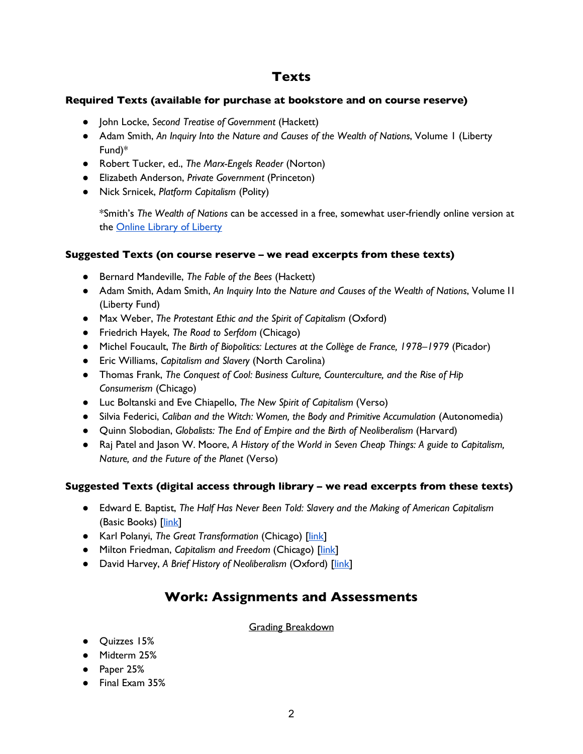# Texts

**Required Texts (available for purchase at bookstore and on course reserve)**

- John Locke, *Second Treatise of Government* (Hackett)
- Adam Smith, *An Inquiry Into the Nature and Causes of the Wealth of Nations*, Volume 1 (Liberty Fund)*
- Robert Tucker, ed., *The Marx-Engels Reader* (Norton)
- Elizabeth Anderson, *Private Government* (Princeton)
- Nick Srnicek, *Platform Capitalism* (Polity)

  *Smith's *The Wealth of Nations* can be accessed in a free, somewhat user-friendly online version at the [Online Library of Liberty]

**Suggested Texts (on course reserve – we read excerpts from these texts)**

- Bernard Mandeville, *The Fable of the Bees* (Hackett)
- Adam Smith, Adam Smith, *An Inquiry Into the Nature and Causes of the Wealth of Nations*, Volume II (Liberty Fund)
- Max Weber, *The Protestant Ethic and the Spirit of Capitalism* (Oxford)
- Friedrich Hayek, *The Road to Serfdom* (Chicago)
- Michel Foucault, *The Birth of Biopolitics: Lectures at the Collège de France, 1978–1979* (Picador)
- Eric Williams, *Capitalism and Slavery* (North Carolina)
- Thomas Frank, *The Conquest of Cool: Business Culture, Counterculture, and the Rise of Hip Consumerism* (Chicago)
- Luc Boltanski and Eve Chiapello, *The New Spirit of Capitalism* (Verso)
- Silvia Federici, *Caliban and the Witch: Women, the Body and Primitive Accumulation* (Autonomedia)
- Quinn Slobodian, *Globalists: The End of Empire and the Birth of Neoliberalism* (Harvard)
- Raj Patel and Jason W. Moore, *A History of the World in Seven Cheap Things: A guide to Capitalism, Nature, and the Future of the Planet* (Verso)

**Suggested Texts (digital access through library – we read excerpts from these texts)**

- Edward E. Baptist, *The Half Has Never Been Told: Slavery and the Making of American Capitalism* (Basic Books) [link]
- Karl Polanyi, *The Great Transformation* (Chicago) [link]
- Milton Friedman, *Capitalism and Freedom* (Chicago) [link]
- David Harvey, *A Brief History of Neoliberalism* (Oxford) [link]

# Work: Assignments and Assessments

Grading Breakdown

- Quizzes 15%
- Midterm 25%
- Paper 25%
- Final Exam 35%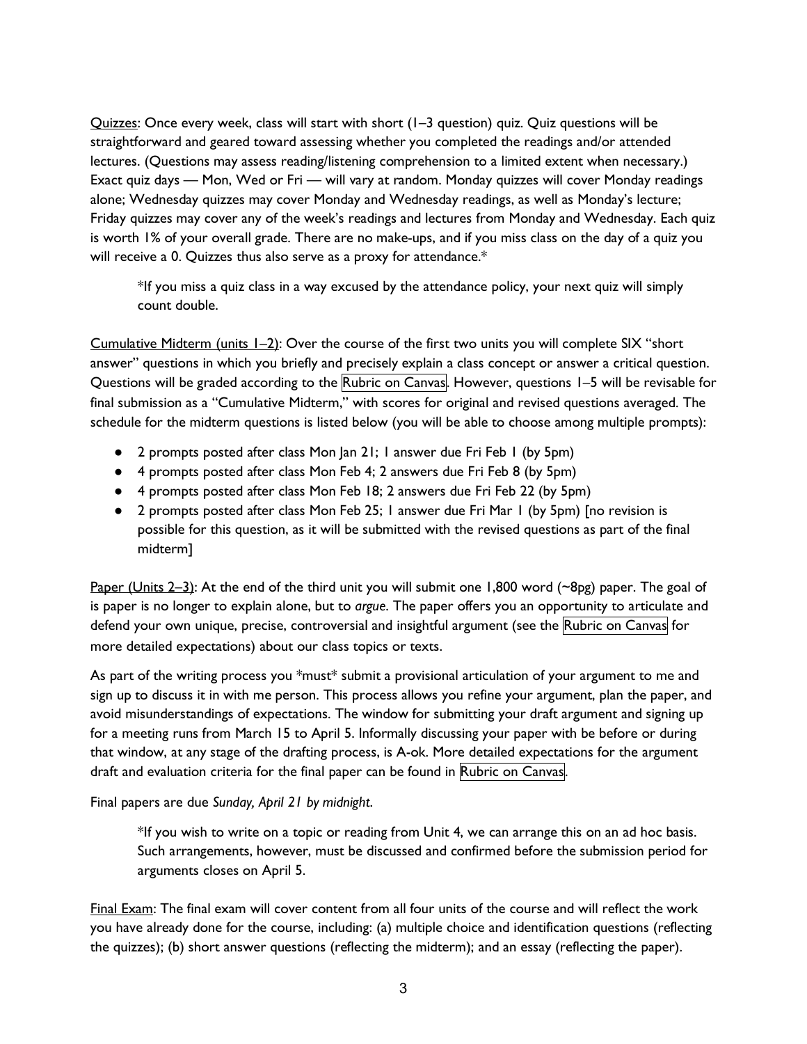<u>Quizzes</u>: Once every week, class will start with short (1–3 question) quiz. Quiz questions will be straightforward and geared toward assessing whether you completed the readings and/or attended lectures. (Questions may assess reading/listening comprehension to a limited extent when necessary.) Exact quiz days — Mon, Wed or Fri — will vary at random. Monday quizzes will cover Monday readings alone; Wednesday quizzes may cover Monday and Wednesday readings, as well as Monday's lecture; Friday quizzes may cover any of the week's readings and lectures from Monday and Wednesday. Each quiz is worth 1% of your overall grade. There are no make-ups, and if you miss class on the day of a quiz you will receive a 0. Quizzes thus also serve as a proxy for attendance.*

> *If you miss a quiz class in a way excused by the attendance policy, your next quiz will simply count double.

<u>Cumulative Midterm (units 1–2)</u>: Over the course of the first two units you will complete SIX "short answer" questions in which you briefly and precisely explain a class concept or answer a critical question. Questions will be graded according to the Rubric on Canvas. However, questions 1–5 will be revisable for final submission as a "Cumulative Midterm," with scores for original and revised questions averaged. The schedule for the midterm questions is listed below (you will be able to choose among multiple prompts):

- 2 prompts posted after class Mon Jan 21; 1 answer due Fri Feb 1 (by 5pm)
- 4 prompts posted after class Mon Feb 4; 2 answers due Fri Feb 8 (by 5pm)
- 4 prompts posted after class Mon Feb 18; 2 answers due Fri Feb 22 (by 5pm)
- 2 prompts posted after class Mon Feb 25; 1 answer due Fri Mar 1 (by 5pm) [no revision is possible for this question, as it will be submitted with the revised questions as part of the final midterm]

<u>Paper (Units 2–3)</u>: At the end of the third unit you will submit one 1,800 word (~8pg) paper. The goal of is paper is no longer to explain alone, but to *argue*. The paper offers you an opportunity to articulate and defend your own unique, precise, controversial and insightful argument (see the Rubric on Canvas for more detailed expectations) about our class topics or texts.

As part of the writing process you *must* submit a provisional articulation of your argument to me and sign up to discuss it in with me person. This process allows you refine your argument, plan the paper, and avoid misunderstandings of expectations. The window for submitting your draft argument and signing up for a meeting runs from March 15 to April 5. Informally discussing your paper with be before or during that window, at any stage of the drafting process, is A-ok. More detailed expectations for the argument draft and evaluation criteria for the final paper can be found in Rubric on Canvas.

Final papers are due *Sunday, April 21 by midnight*.

> *If you wish to write on a topic or reading from Unit 4, we can arrange this on an ad hoc basis. Such arrangements, however, must be discussed and confirmed before the submission period for arguments closes on April 5.

<u>Final Exam</u>: The final exam will cover content from all four units of the course and will reflect the work you have already done for the course, including: (a) multiple choice and identification questions (reflecting the quizzes); (b) short answer questions (reflecting the midterm); and an essay (reflecting the paper).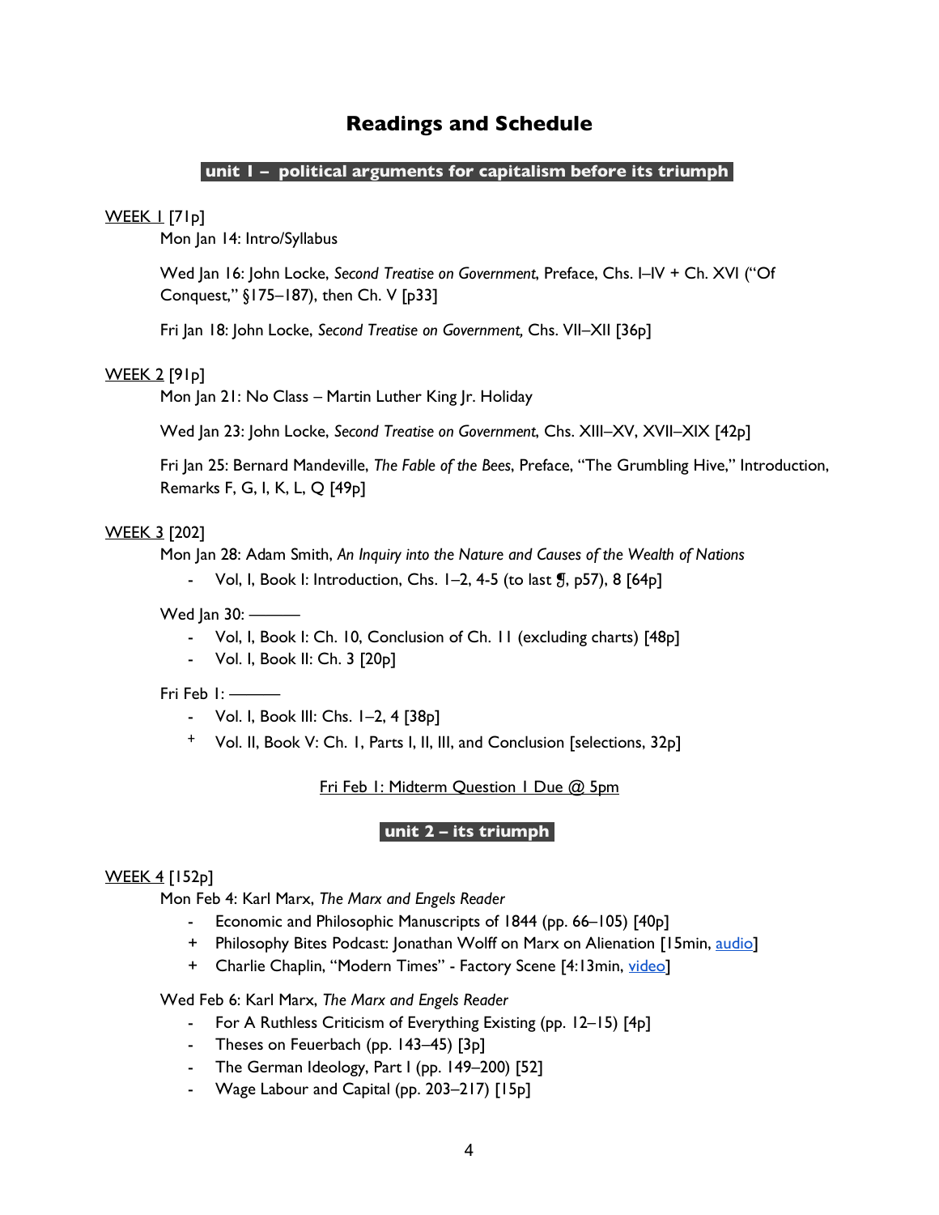# Readings and Schedule

## unit 1 – political arguments for capitalism before its triumph

WEEK 1 [71p]

Mon Jan 14: Intro/Syllabus

Wed Jan 16: John Locke, *Second Treatise on Government*, Preface, Chs. I–IV + Ch. XVI ("Of Conquest," §175–187), then Ch. V [p33]

Fri Jan 18: John Locke, *Second Treatise on Government,* Chs. VII–XII [36p]

WEEK 2 [91p]

Mon Jan 21: No Class – Martin Luther King Jr. Holiday

Wed Jan 23: John Locke, *Second Treatise on Government*, Chs. XIII–XV, XVII–XIX [42p]

Fri Jan 25: Bernard Mandeville, *The Fable of the Bees*, Preface, "The Grumbling Hive," Introduction, Remarks F, G, I, K, L, Q [49p]

WEEK 3 [202]

Mon Jan 28: Adam Smith, *An Inquiry into the Nature and Causes of the Wealth of Nations*

- Vol, I, Book I: Introduction, Chs. 1–2, 4-5 (to last ¶, p57), 8 [64p]

Wed Jan 30: ———

- Vol, I, Book I: Ch. 10, Conclusion of Ch. 11 (excluding charts) [48p]
- Vol. I, Book II: Ch. 3 [20p]

Fri Feb 1: ———

- Vol. I, Book III: Chs. 1–2, 4 [38p]
- + Vol. II, Book V: Ch. 1, Parts I, II, III, and Conclusion [selections, 32p]

Fri Feb 1: Midterm Question 1 Due @ 5pm

## unit 2 – its triumph

WEEK 4 [152p]

Mon Feb 4: Karl Marx, *The Marx and Engels Reader*

- Economic and Philosophic Manuscripts of 1844 (pp. 66–105) [40p]
- + Philosophy Bites Podcast: Jonathan Wolff on Marx on Alienation [15min, audio]
- + Charlie Chaplin, "Modern Times" - Factory Scene [4:13min, video]

Wed Feb 6: Karl Marx, *The Marx and Engels Reader*

- For A Ruthless Criticism of Everything Existing (pp. 12–15) [4p]
- Theses on Feuerbach (pp. 143–45) [3p]
- The German Ideology, Part I (pp. 149–200) [52]
- Wage Labour and Capital (pp. 203–217) [15p]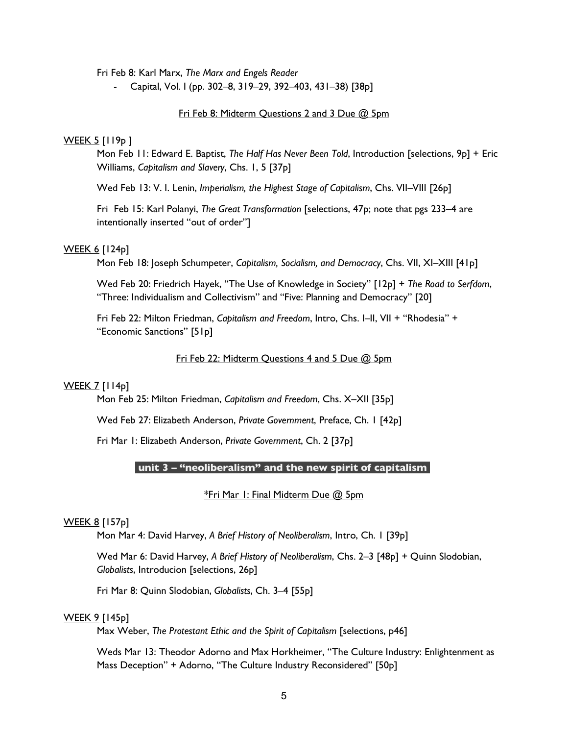Fri Feb 8: Karl Marx, *The Marx and Engels Reader*

- Capital, Vol. I (pp. 302–8, 319–29, 392–403, 431–38) [38p]

<u>Fri Feb 8: Midterm Questions 2 and 3 Due @ 5pm</u>

<u>WEEK 5</u> [119p ]

Mon Feb 11: Edward E. Baptist, *The Half Has Never Been Told*, Introduction [selections, 9p] + Eric Williams, *Capitalism and Slavery*, Chs. 1, 5 [37p]

Wed Feb 13: V. I. Lenin, *Imperialism, the Highest Stage of Capitalism*, Chs. VII–VIII [26p]

Fri Feb 15: Karl Polanyi, *The Great Transformation* [selections, 47p; note that pgs 233–4 are intentionally inserted "out of order"]

<u>WEEK 6</u> [124p]

Mon Feb 18: Joseph Schumpeter, *Capitalism, Socialism, and Democracy*, Chs. VII, XI–XIII [41p]

Wed Feb 20: Friedrich Hayek, "The Use of Knowledge in Society" [12p] + *The Road to Serfdom*, "Three: Individualism and Collectivism" and "Five: Planning and Democracy" [20]

Fri Feb 22: Milton Friedman, *Capitalism and Freedom*, Intro, Chs. I–II, VII + "Rhodesia" + "Economic Sanctions" [51p]

<u>Fri Feb 22: Midterm Questions 4 and 5 Due @ 5pm</u>

<u>WEEK 7</u> [114p]

Mon Feb 25: Milton Friedman, *Capitalism and Freedom*, Chs. X–XII [35p]

Wed Feb 27: Elizabeth Anderson, *Private Government*, Preface, Ch. 1 [42p]

Fri Mar 1: Elizabeth Anderson, *Private Government*, Ch. 2 [37p]

## unit 3 – "neoliberalism" and the new spirit of capitalism

<u>*Fri Mar 1: Final Midterm Due @ 5pm</u>

<u>WEEK 8</u> [157p]

Mon Mar 4: David Harvey, *A Brief History of Neoliberalism*, Intro, Ch. 1 [39p]

Wed Mar 6: David Harvey, *A Brief History of Neoliberalism*, Chs. 2–3 [48p] + Quinn Slodobian, *Globalists*, Introducion [selections, 26p]

Fri Mar 8: Quinn Slodobian, *Globalists*, Ch. 3–4 [55p]

<u>WEEK 9</u> [145p]

Max Weber, *The Protestant Ethic and the Spirit of Capitalism* [selections, p46]

Weds Mar 13: Theodor Adorno and Max Horkheimer, "The Culture Industry: Enlightenment as Mass Deception" + Adorno, "The Culture Industry Reconsidered" [50p]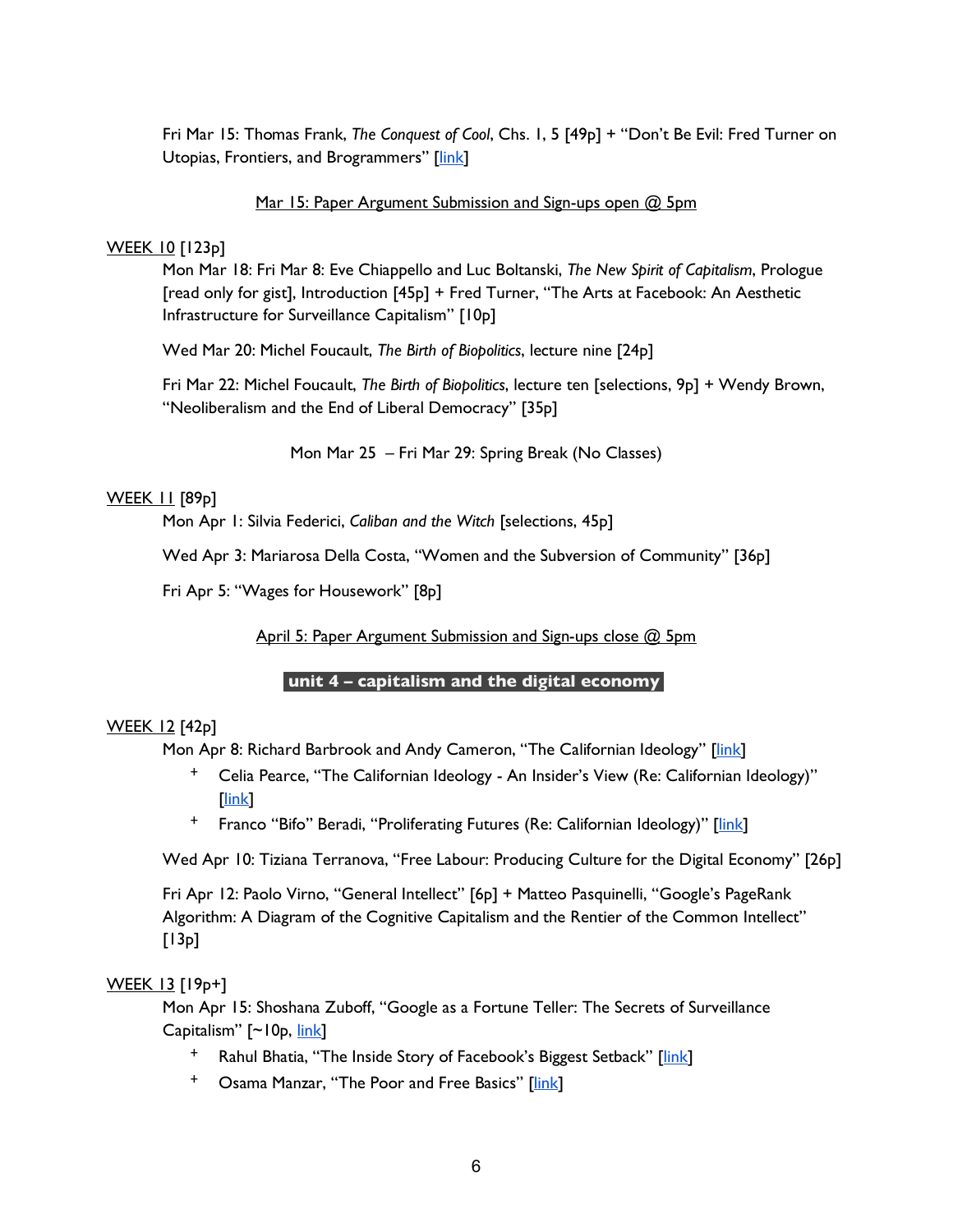Fri Mar 15: Thomas Frank, *The Conquest of Cool*, Chs. 1, 5 [49p] + "Don't Be Evil: Fred Turner on Utopias, Frontiers, and Brogrammers" [link]

<u>Mar 15: Paper Argument Submission and Sign-ups open @ 5pm</u>

<u>WEEK 10</u> [123p]

Mon Mar 18: Fri Mar 8: Eve Chiappello and Luc Boltanski, *The New Spirit of Capitalism*, Prologue [read only for gist], Introduction [45p] + Fred Turner, "The Arts at Facebook: An Aesthetic Infrastructure for Surveillance Capitalism" [10p]

Wed Mar 20: Michel Foucault, *The Birth of Biopolitics*, lecture nine [24p]

Fri Mar 22: Michel Foucault, *The Birth of Biopolitics*, lecture ten [selections, 9p] + Wendy Brown, "Neoliberalism and the End of Liberal Democracy" [35p]

Mon Mar 25 – Fri Mar 29: Spring Break (No Classes)

<u>WEEK 11</u> [89p]

Mon Apr 1: Silvia Federici, *Caliban and the Witch* [selections, 45p]

Wed Apr 3: Mariarosa Della Costa, "Women and the Subversion of Community" [36p]

Fri Apr 5: "Wages for Housework" [8p]

<u>April 5: Paper Argument Submission and Sign-ups close @ 5pm</u>

**unit 4 – capitalism and the digital economy**

<u>WEEK 12</u> [42p]

Mon Apr 8: Richard Barbrook and Andy Cameron, "The Californian Ideology" [link]

- + Celia Pearce, "The Californian Ideology - An Insider's View (Re: Californian Ideology)" [link]
- + Franco "Bifo" Beradi, "Proliferating Futures (Re: Californian Ideology)" [link]

Wed Apr 10: Tiziana Terranova, "Free Labour: Producing Culture for the Digital Economy" [26p]

Fri Apr 12: Paolo Virno, "General Intellect" [6p] + Matteo Pasquinelli, "Google's PageRank Algorithm: A Diagram of the Cognitive Capitalism and the Rentier of the Common Intellect" [13p]

<u>WEEK 13</u> [19p+]

Mon Apr 15: Shoshana Zuboff, "Google as a Fortune Teller: The Secrets of Surveillance Capitalism" [~10p, link]

- + Rahul Bhatia, "The Inside Story of Facebook's Biggest Setback" [link]
- + Osama Manzar, "The Poor and Free Basics" [link]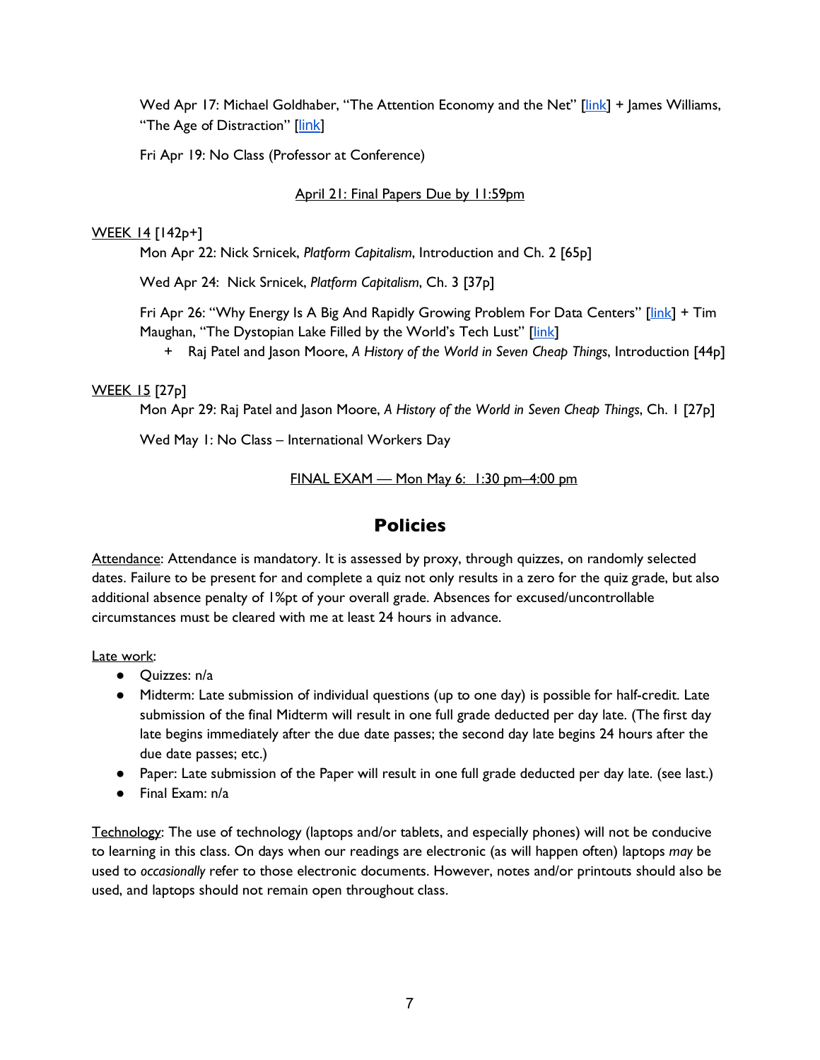Wed Apr 17: Michael Goldhaber, "The Attention Economy and the Net" [link] + James Williams, "The Age of Distraction" [link]

Fri Apr 19: No Class (Professor at Conference)

April 21: Final Papers Due by 11:59pm

WEEK 14 [142p+]

Mon Apr 22: Nick Srnicek, *Platform Capitalism*, Introduction and Ch. 2 [65p]

Wed Apr 24: Nick Srnicek, *Platform Capitalism*, Ch. 3 [37p]

Fri Apr 26: "Why Energy Is A Big And Rapidly Growing Problem For Data Centers" [link] + Tim Maughan, "The Dystopian Lake Filled by the World's Tech Lust" [link]

+ Raj Patel and Jason Moore, *A History of the World in Seven Cheap Things*, Introduction [44p]

WEEK 15 [27p]

Mon Apr 29: Raj Patel and Jason Moore, *A History of the World in Seven Cheap Things*, Ch. 1 [27p]

Wed May 1: No Class – International Workers Day

FINAL EXAM — Mon May 6: 1:30 pm–4:00 pm

## Policies

Attendance: Attendance is mandatory. It is assessed by proxy, through quizzes, on randomly selected dates. Failure to be present for and complete a quiz not only results in a zero for the quiz grade, but also additional absence penalty of 1%pt of your overall grade. Absences for excused/uncontrollable circumstances must be cleared with me at least 24 hours in advance.

Late work:

- Quizzes: n/a
- Midterm: Late submission of individual questions (up to one day) is possible for half-credit. Late submission of the final Midterm will result in one full grade deducted per day late. (The first day late begins immediately after the due date passes; the second day late begins 24 hours after the due date passes; etc.)
- Paper: Late submission of the Paper will result in one full grade deducted per day late. (see last.)
- Final Exam: n/a

Technology: The use of technology (laptops and/or tablets, and especially phones) will not be conducive to learning in this class. On days when our readings are electronic (as will happen often) laptops *may* be used to *occasionally* refer to those electronic documents. However, notes and/or printouts should also be used, and laptops should not remain open throughout class.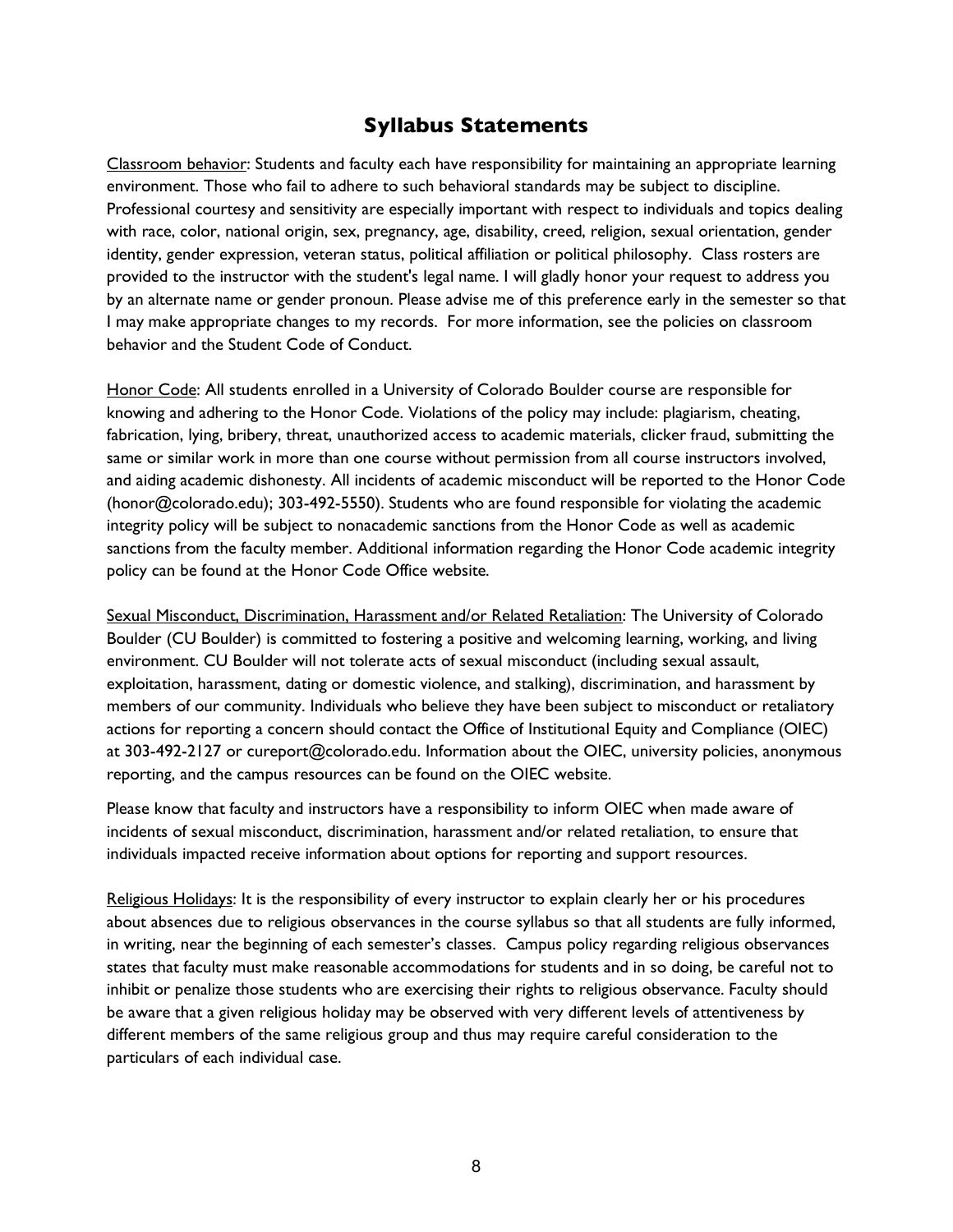## Syllabus Statements

<u>Classroom behavior</u>: Students and faculty each have responsibility for maintaining an appropriate learning environment. Those who fail to adhere to such behavioral standards may be subject to discipline. Professional courtesy and sensitivity are especially important with respect to individuals and topics dealing with race, color, national origin, sex, pregnancy, age, disability, creed, religion, sexual orientation, gender identity, gender expression, veteran status, political affiliation or political philosophy. Class rosters are provided to the instructor with the student's legal name. I will gladly honor your request to address you by an alternate name or gender pronoun. Please advise me of this preference early in the semester so that I may make appropriate changes to my records. For more information, see the policies on classroom behavior and the Student Code of Conduct.

<u>Honor Code</u>: All students enrolled in a University of Colorado Boulder course are responsible for knowing and adhering to the Honor Code. Violations of the policy may include: plagiarism, cheating, fabrication, lying, bribery, threat, unauthorized access to academic materials, clicker fraud, submitting the same or similar work in more than one course without permission from all course instructors involved, and aiding academic dishonesty. All incidents of academic misconduct will be reported to the Honor Code (honor@colorado.edu); 303-492-5550). Students who are found responsible for violating the academic integrity policy will be subject to nonacademic sanctions from the Honor Code as well as academic sanctions from the faculty member. Additional information regarding the Honor Code academic integrity policy can be found at the Honor Code Office website.

<u>Sexual Misconduct, Discrimination, Harassment and/or Related Retaliation</u>: The University of Colorado Boulder (CU Boulder) is committed to fostering a positive and welcoming learning, working, and living environment. CU Boulder will not tolerate acts of sexual misconduct (including sexual assault, exploitation, harassment, dating or domestic violence, and stalking), discrimination, and harassment by members of our community. Individuals who believe they have been subject to misconduct or retaliatory actions for reporting a concern should contact the Office of Institutional Equity and Compliance (OIEC) at 303-492-2127 or cureport@colorado.edu. Information about the OIEC, university policies, anonymous reporting, and the campus resources can be found on the OIEC website.

Please know that faculty and instructors have a responsibility to inform OIEC when made aware of incidents of sexual misconduct, discrimination, harassment and/or related retaliation, to ensure that individuals impacted receive information about options for reporting and support resources.

<u>Religious Holidays</u>: It is the responsibility of every instructor to explain clearly her or his procedures about absences due to religious observances in the course syllabus so that all students are fully informed, in writing, near the beginning of each semester's classes. Campus policy regarding religious observances states that faculty must make reasonable accommodations for students and in so doing, be careful not to inhibit or penalize those students who are exercising their rights to religious observance. Faculty should be aware that a given religious holiday may be observed with very different levels of attentiveness by different members of the same religious group and thus may require careful consideration to the particulars of each individual case.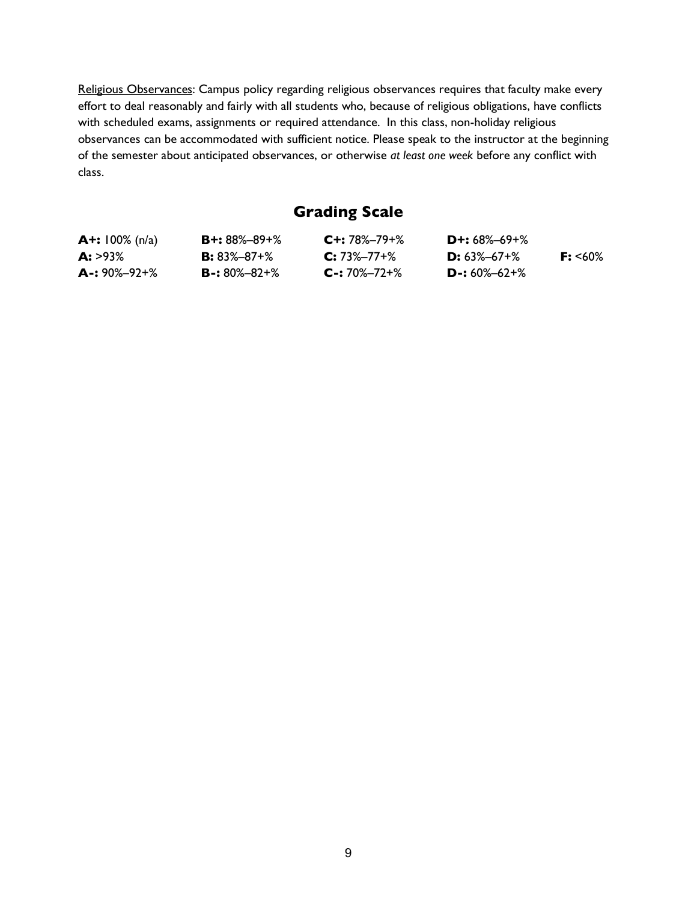<u>Religious Observances</u>: Campus policy regarding religious observances requires that faculty make every effort to deal reasonably and fairly with all students who, because of religious obligations, have conflicts with scheduled exams, assignments or required attendance. In this class, non-holiday religious observances can be accommodated with sufficient notice. Please speak to the instructor at the beginning of the semester about anticipated observances, or otherwise *at least one week* before any conflict with class.

## Grading Scale

| | | | | |
|---|---|---|---|---|
| **A+:** 100% (n/a) | **B+:** 88%–89+% | **C+:** 78%–79+% | **D+:** 68%–69+% | |
| **A:** >93% | **B:** 83%–87+% | **C:** 73%–77+% | **D:** 63%–67+% | **F:** <60% |
| **A-:** 90%–92+% | **B-:** 80%–82+% | **C-:** 70%–72+% | **D-:** 60%–62+% | |